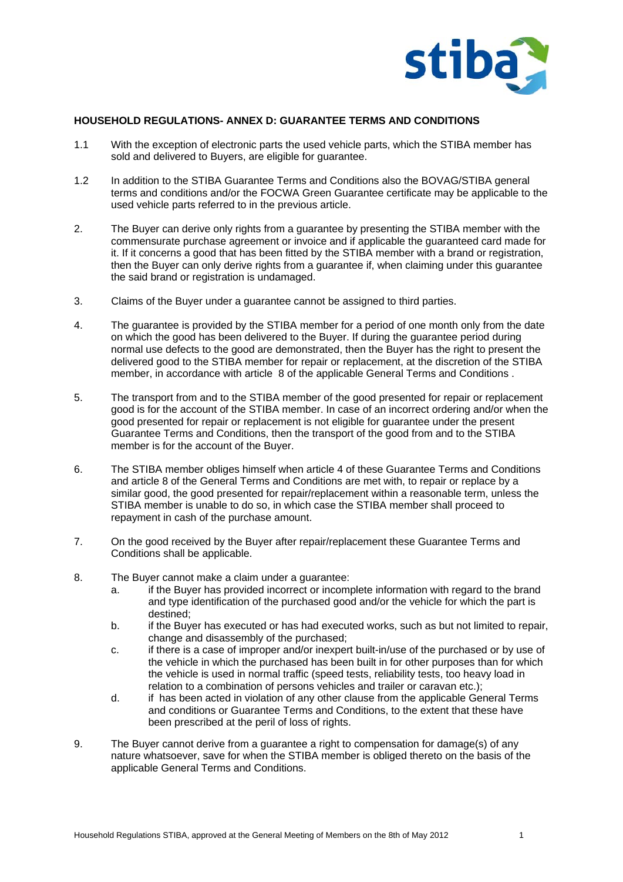**HOUSEHOLD REGULATIONS- ANNEX D: GUARANTEE TERMS AND CONDITIONS**

1.1 With the exception of electronic parts the used vehicle parts, which the STIBA member has sold and delivered to Buyers, are eligible for guarantee.

1.2 In addition to the STIBA Guarantee Terms and Conditions also the BOVAG/STIBA general terms and conditions and/or the FOCWA Green Guarantee certificate may be applicable to the used vehicle parts referred to in the previous article.

2. The Buyer can derive only rights from a guarantee by presenting the STIBA member with the commensurate purchase agreement or invoice and if applicable the guaranteed card made for it. If it concerns a good that has been fitted by the STIBA member with a brand or registration, then the Buyer can only derive rights from a guarantee if, when claiming under this guarantee the said brand or registration is undamaged.

3. Claims of the Buyer under a guarantee cannot be assigned to third parties.

4. The guarantee is provided by the STIBA member for a period of one month only from the date on which the good has been delivered to the Buyer. If during the guarantee period during normal use defects to the good are demonstrated, then the Buyer has the right to present the delivered good to the STIBA member for repair or replacement, at the discretion of the STIBA member, in accordance with article 8 of the applicable General Terms and Conditions .

5. The transport from and to the STIBA member of the good presented for repair or replacement good is for the account of the STIBA member. In case of an incorrect ordering and/or when the good presented for repair or replacement is not eligible for guarantee under the present Guarantee Terms and Conditions, then the transport of the good from and to the STIBA member is for the account of the Buyer.

6. The STIBA member obliges himself when article 4 of these Guarantee Terms and Conditions and article 8 of the General Terms and Conditions are met with, to repair or replace by a similar good, the good presented for repair/replacement within a reasonable term, unless the STIBA member is unable to do so, in which case the STIBA member shall proceed to repayment in cash of the purchase amount.

7. On the good received by the Buyer after repair/replacement these Guarantee Terms and Conditions shall be applicable.

8. The Buyer cannot make a claim under a guarantee:
   a. if the Buyer has provided incorrect or incomplete information with regard to the brand and type identification of the purchased good and/or the vehicle for which the part is destined;
   b. if the Buyer has executed or has had executed works, such as but not limited to repair, change and disassembly of the purchased;
   c. if there is a case of improper and/or inexpert built-in/use of the purchased or by use of the vehicle in which the purchased has been built in for other purposes than for which the vehicle is used in normal traffic (speed tests, reliability tests, too heavy load in relation to a combination of persons vehicles and trailer or caravan etc.);
   d. if has been acted in violation of any other clause from the applicable General Terms and conditions or Guarantee Terms and Conditions, to the extent that these have been prescribed at the peril of loss of rights.

9. The Buyer cannot derive from a guarantee a right to compensation for damage(s) of any nature whatsoever, save for when the STIBA member is obliged thereto on the basis of the applicable General Terms and Conditions.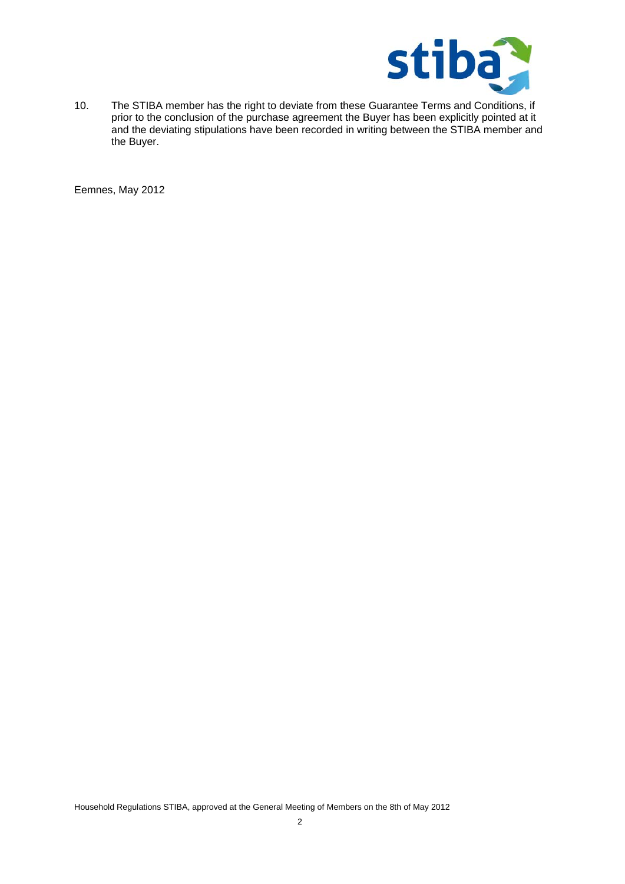10. The STIBA member has the right to deviate from these Guarantee Terms and Conditions, if prior to the conclusion of the purchase agreement the Buyer has been explicitly pointed at it and the deviating stipulations have been recorded in writing between the STIBA member and the Buyer.

Eemnes, May 2012